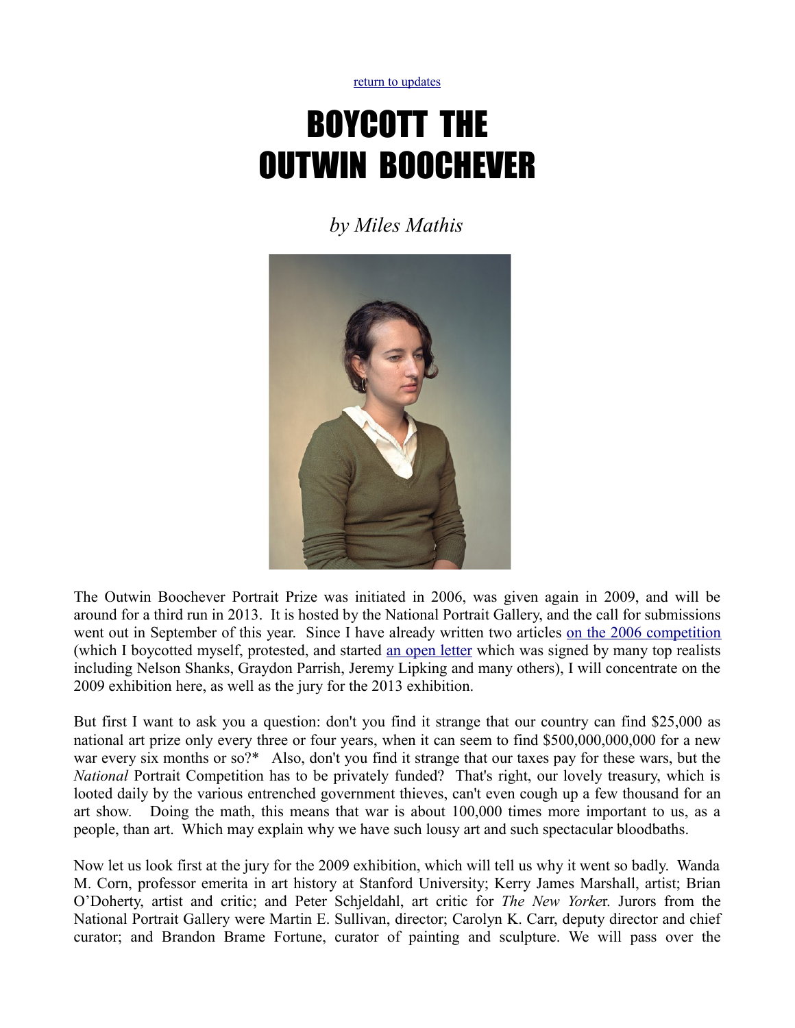[return to updates](#)

# BOYCOTT THE OUTWIN BOOCHEVER

*by Miles Mathis*

The Outwin Boochever Portrait Prize was initiated in 2006, was given again in 2009, and will be around for a third run in 2013. It is hosted by the National Portrait Gallery, and the call for submissions went out in September of this year. Since I have already written two articles [on the 2006 competition](#) (which I boycotted myself, protested, and started [an open letter](#) which was signed by many top realists including Nelson Shanks, Graydon Parrish, Jeremy Lipking and many others), I will concentrate on the 2009 exhibition here, as well as the jury for the 2013 exhibition.

But first I want to ask you a question: don't you find it strange that our country can find $25,000 as national art prize only every three or four years, when it can seem to find $500,000,000,000 for a new war every six months or so?* Also, don't you find it strange that our taxes pay for these wars, but the *National* Portrait Competition has to be privately funded? That's right, our lovely treasury, which is looted daily by the various entrenched government thieves, can't even cough up a few thousand for an art show. Doing the math, this means that war is about 100,000 times more important to us, as a people, than art. Which may explain why we have such lousy art and such spectacular bloodbaths.

Now let us look first at the jury for the 2009 exhibition, which will tell us why it went so badly. Wanda M. Corn, professor emerita in art history at Stanford University; Kerry James Marshall, artist; Brian O'Doherty, artist and critic; and Peter Schjeldahl, art critic for *The New Yorke*r. Jurors from the National Portrait Gallery were Martin E. Sullivan, director; Carolyn K. Carr, deputy director and chief curator; and Brandon Brame Fortune, curator of painting and sculpture. We will pass over the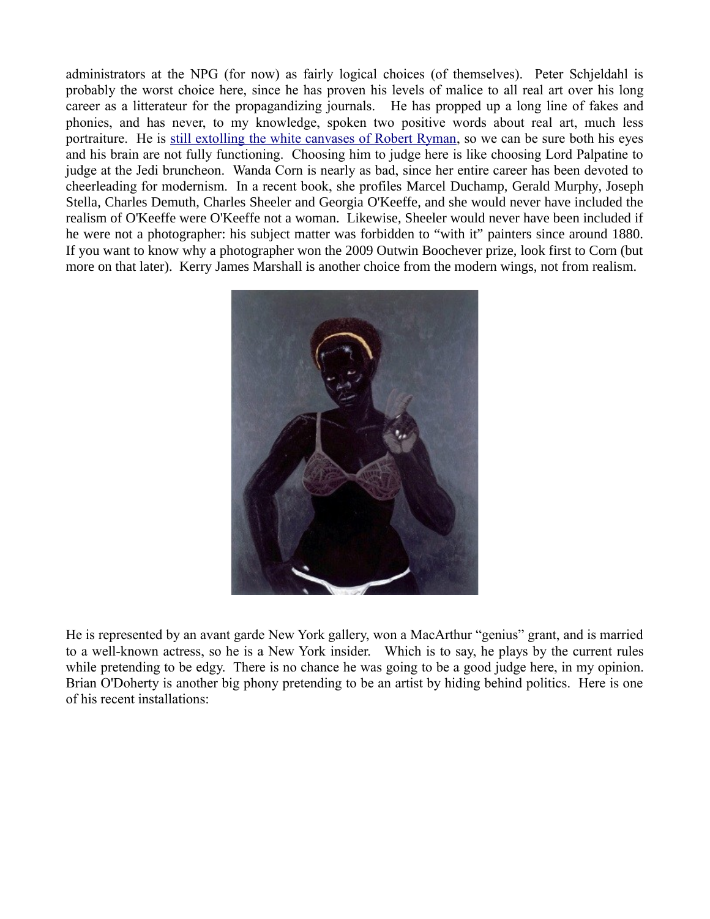administrators at the NPG (for now) as fairly logical choices (of themselves). Peter Schjeldahl is probably the worst choice here, since he has proven his levels of malice to all real art over his long career as a litterateur for the propagandizing journals. He has propped up a long line of fakes and phonies, and has never, to my knowledge, spoken two positive words about real art, much less portraiture. He is still extolling the white canvases of Robert Ryman, so we can be sure both his eyes and his brain are not fully functioning. Choosing him to judge here is like choosing Lord Palpatine to judge at the Jedi bruncheon. Wanda Corn is nearly as bad, since her entire career has been devoted to cheerleading for modernism. In a recent book, she profiles Marcel Duchamp, Gerald Murphy, Joseph Stella, Charles Demuth, Charles Sheeler and Georgia O'Keeffe, and she would never have included the realism of O'Keeffe were O'Keeffe not a woman. Likewise, Sheeler would never have been included if he were not a photographer: his subject matter was forbidden to "with it" painters since around 1880. If you want to know why a photographer won the 2009 Outwin Boochever prize, look first to Corn (but more on that later). Kerry James Marshall is another choice from the modern wings, not from realism.

He is represented by an avant garde New York gallery, won a MacArthur "genius" grant, and is married to a well-known actress, so he is a New York insider. Which is to say, he plays by the current rules while pretending to be edgy. There is no chance he was going to be a good judge here, in my opinion. Brian O'Doherty is another big phony pretending to be an artist by hiding behind politics. Here is one of his recent installations: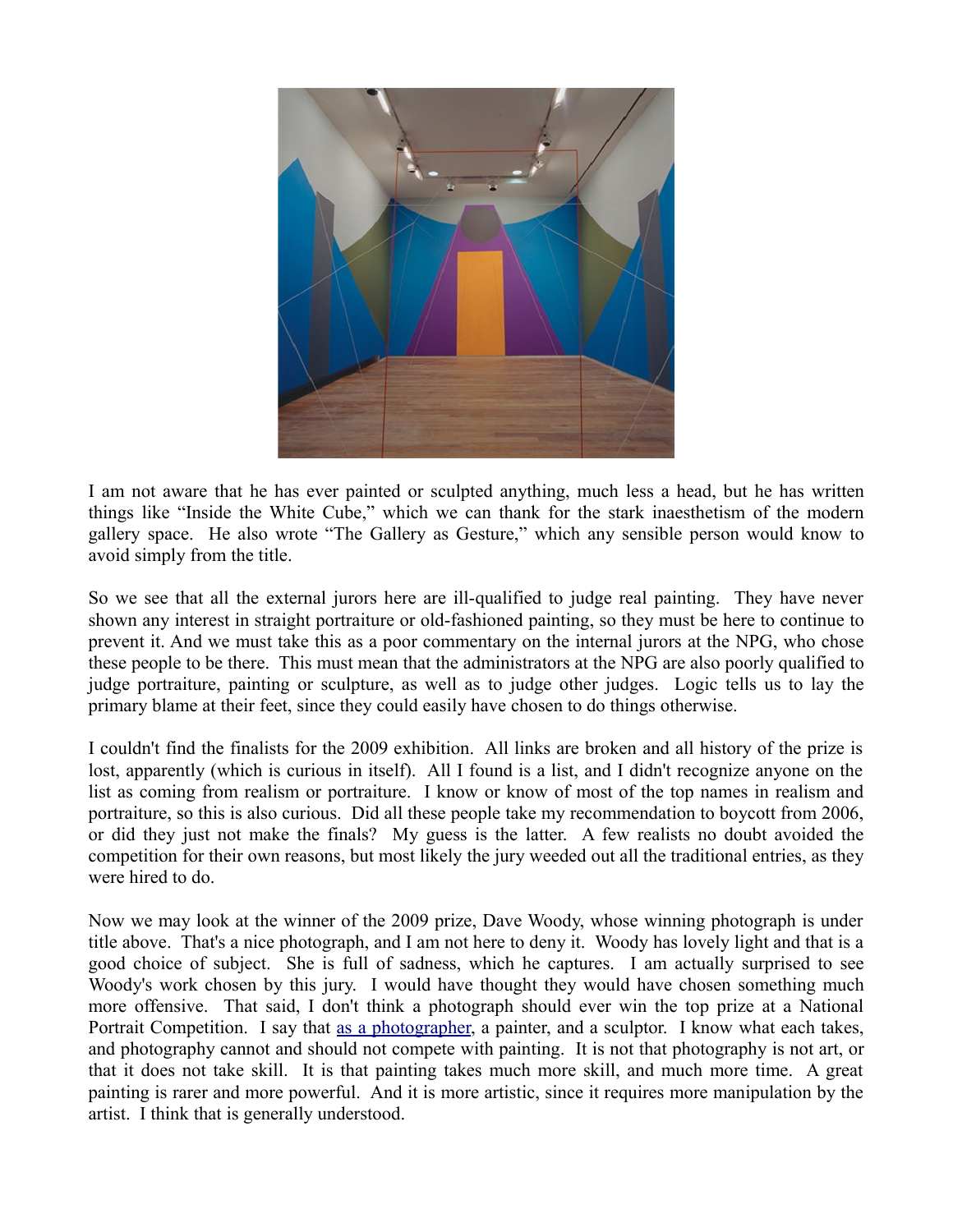I am not aware that he has ever painted or sculpted anything, much less a head, but he has written things like "Inside the White Cube," which we can thank for the stark inaesthetism of the modern gallery space. He also wrote "The Gallery as Gesture," which any sensible person would know to avoid simply from the title.

So we see that all the external jurors here are ill-qualified to judge real painting. They have never shown any interest in straight portraiture or old-fashioned painting, so they must be here to continue to prevent it. And we must take this as a poor commentary on the internal jurors at the NPG, who chose these people to be there. This must mean that the administrators at the NPG are also poorly qualified to judge portraiture, painting or sculpture, as well as to judge other judges. Logic tells us to lay the primary blame at their feet, since they could easily have chosen to do things otherwise.

I couldn't find the finalists for the 2009 exhibition. All links are broken and all history of the prize is lost, apparently (which is curious in itself). All I found is a list, and I didn't recognize anyone on the list as coming from realism or portraiture. I know or know of most of the top names in realism and portraiture, so this is also curious. Did all these people take my recommendation to boycott from 2006, or did they just not make the finals? My guess is the latter. A few realists no doubt avoided the competition for their own reasons, but most likely the jury weeded out all the traditional entries, as they were hired to do.

Now we may look at the winner of the 2009 prize, Dave Woody, whose winning photograph is under title above. That's a nice photograph, and I am not here to deny it. Woody has lovely light and that is a good choice of subject. She is full of sadness, which he captures. I am actually surprised to see Woody's work chosen by this jury. I would have thought they would have chosen something much more offensive. That said, I don't think a photograph should ever win the top prize at a National Portrait Competition. I say that [as a photographer], a painter, and a sculptor. I know what each takes, and photography cannot and should not compete with painting. It is not that photography is not art, or that it does not take skill. It is that painting takes much more skill, and much more time. A great painting is rarer and more powerful. And it is more artistic, since it requires more manipulation by the artist. I think that is generally understood.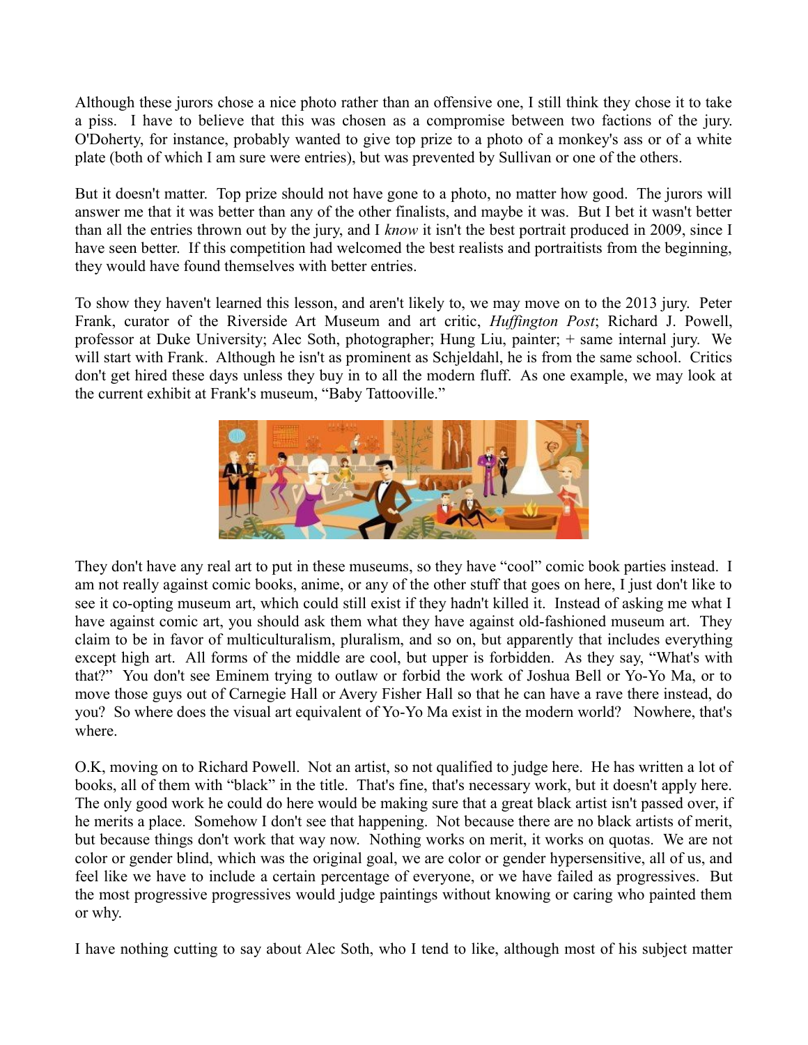Although these jurors chose a nice photo rather than an offensive one, I still think they chose it to take a piss. I have to believe that this was chosen as a compromise between two factions of the jury. O'Doherty, for instance, probably wanted to give top prize to a photo of a monkey's ass or of a white plate (both of which I am sure were entries), but was prevented by Sullivan or one of the others.

But it doesn't matter. Top prize should not have gone to a photo, no matter how good. The jurors will answer me that it was better than any of the other finalists, and maybe it was. But I bet it wasn't better than all the entries thrown out by the jury, and I *know* it isn't the best portrait produced in 2009, since I have seen better. If this competition had welcomed the best realists and portraitists from the beginning, they would have found themselves with better entries.

To show they haven't learned this lesson, and aren't likely to, we may move on to the 2013 jury. Peter Frank, curator of the Riverside Art Museum and art critic, *Huffington Post*; Richard J. Powell, professor at Duke University; Alec Soth, photographer; Hung Liu, painter; + same internal jury. We will start with Frank. Although he isn't as prominent as Schjeldahl, he is from the same school. Critics don't get hired these days unless they buy in to all the modern fluff. As one example, we may look at the current exhibit at Frank's museum, "Baby Tattooville."

They don't have any real art to put in these museums, so they have "cool" comic book parties instead. I am not really against comic books, anime, or any of the other stuff that goes on here, I just don't like to see it co-opting museum art, which could still exist if they hadn't killed it. Instead of asking me what I have against comic art, you should ask them what they have against old-fashioned museum art. They claim to be in favor of multiculturalism, pluralism, and so on, but apparently that includes everything except high art. All forms of the middle are cool, but upper is forbidden. As they say, "What's with that?" You don't see Eminem trying to outlaw or forbid the work of Joshua Bell or Yo-Yo Ma, or to move those guys out of Carnegie Hall or Avery Fisher Hall so that he can have a rave there instead, do you? So where does the visual art equivalent of Yo-Yo Ma exist in the modern world? Nowhere, that's where.

O.K, moving on to Richard Powell. Not an artist, so not qualified to judge here. He has written a lot of books, all of them with "black" in the title. That's fine, that's necessary work, but it doesn't apply here. The only good work he could do here would be making sure that a great black artist isn't passed over, if he merits a place. Somehow I don't see that happening. Not because there are no black artists of merit, but because things don't work that way now. Nothing works on merit, it works on quotas. We are not color or gender blind, which was the original goal, we are color or gender hypersensitive, all of us, and feel like we have to include a certain percentage of everyone, or we have failed as progressives. But the most progressive progressives would judge paintings without knowing or caring who painted them or why.

I have nothing cutting to say about Alec Soth, who I tend to like, although most of his subject matter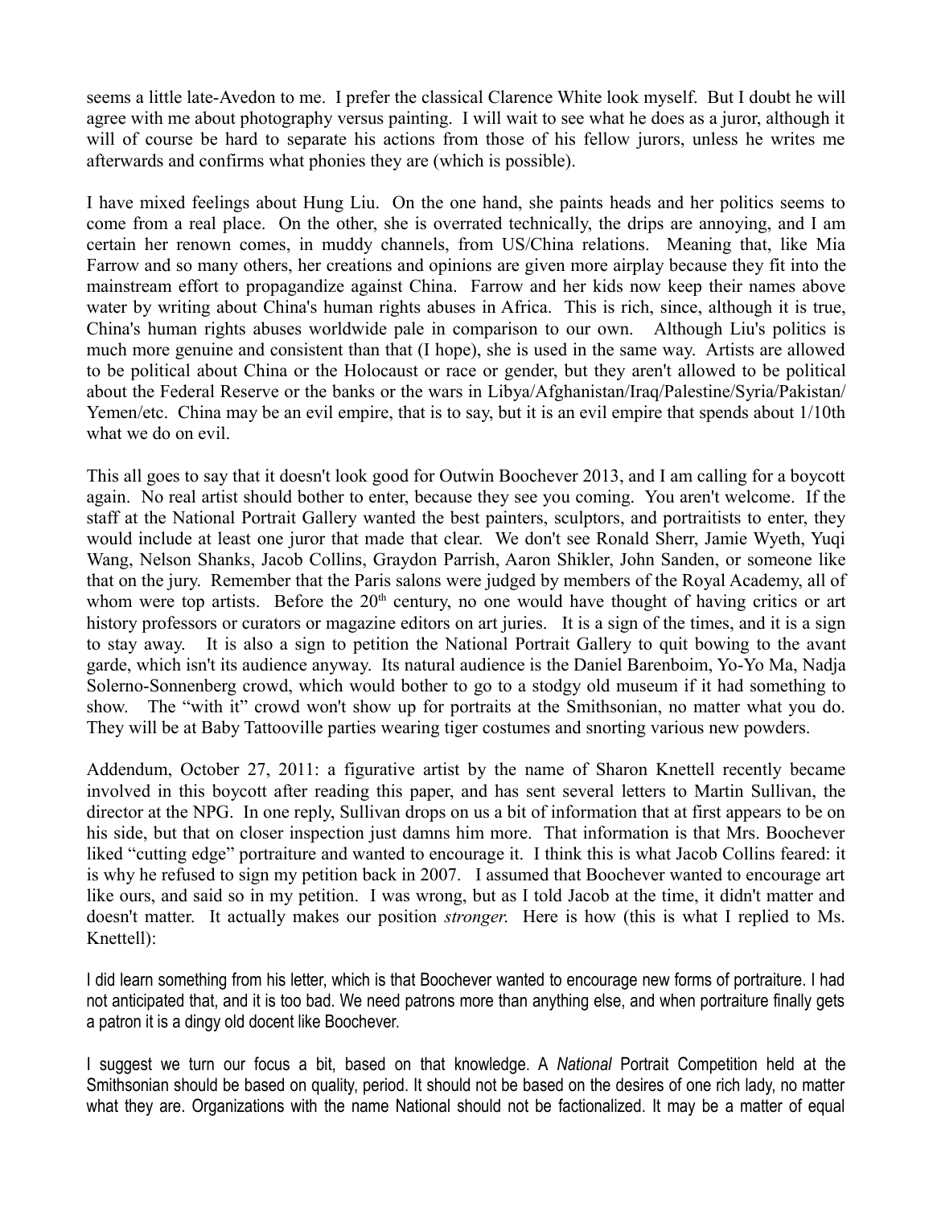seems a little late-Avedon to me. I prefer the classical Clarence White look myself. But I doubt he will agree with me about photography versus painting. I will wait to see what he does as a juror, although it will of course be hard to separate his actions from those of his fellow jurors, unless he writes me afterwards and confirms what phonies they are (which is possible).

I have mixed feelings about Hung Liu. On the one hand, she paints heads and her politics seems to come from a real place. On the other, she is overrated technically, the drips are annoying, and I am certain her renown comes, in muddy channels, from US/China relations. Meaning that, like Mia Farrow and so many others, her creations and opinions are given more airplay because they fit into the mainstream effort to propagandize against China. Farrow and her kids now keep their names above water by writing about China's human rights abuses in Africa. This is rich, since, although it is true, China's human rights abuses worldwide pale in comparison to our own. Although Liu's politics is much more genuine and consistent than that (I hope), she is used in the same way. Artists are allowed to be political about China or the Holocaust or race or gender, but they aren't allowed to be political about the Federal Reserve or the banks or the wars in Libya/Afghanistan/Iraq/Palestine/Syria/Pakistan/Yemen/etc. China may be an evil empire, that is to say, but it is an evil empire that spends about 1/10th what we do on evil.

This all goes to say that it doesn't look good for Outwin Boochever 2013, and I am calling for a boycott again. No real artist should bother to enter, because they see you coming. You aren't welcome. If the staff at the National Portrait Gallery wanted the best painters, sculptors, and portraitists to enter, they would include at least one juror that made that clear. We don't see Ronald Sherr, Jamie Wyeth, Yuqi Wang, Nelson Shanks, Jacob Collins, Graydon Parrish, Aaron Shikler, John Sanden, or someone like that on the jury. Remember that the Paris salons were judged by members of the Royal Academy, all of whom were top artists. Before the 20th century, no one would have thought of having critics or art history professors or curators or magazine editors on art juries. It is a sign of the times, and it is a sign to stay away. It is also a sign to petition the National Portrait Gallery to quit bowing to the avant garde, which isn't its audience anyway. Its natural audience is the Daniel Barenboim, Yo-Yo Ma, Nadja Solerno-Sonnenberg crowd, which would bother to go to a stodgy old museum if it had something to show. The "with it" crowd won't show up for portraits at the Smithsonian, no matter what you do. They will be at Baby Tattooville parties wearing tiger costumes and snorting various new powders.

Addendum, October 27, 2011: a figurative artist by the name of Sharon Knettell recently became involved in this boycott after reading this paper, and has sent several letters to Martin Sullivan, the director at the NPG. In one reply, Sullivan drops on us a bit of information that at first appears to be on his side, but that on closer inspection just damns him more. That information is that Mrs. Boochever liked "cutting edge" portraiture and wanted to encourage it. I think this is what Jacob Collins feared: it is why he refused to sign my petition back in 2007. I assumed that Boochever wanted to encourage art like ours, and said so in my petition. I was wrong, but as I told Jacob at the time, it didn't matter and doesn't matter. It actually makes our position *stronger.* Here is how (this is what I replied to Ms. Knettell):

I did learn something from his letter, which is that Boochever wanted to encourage new forms of portraiture. I had not anticipated that, and it is too bad. We need patrons more than anything else, and when portraiture finally gets a patron it is a dingy old docent like Boochever.

I suggest we turn our focus a bit, based on that knowledge. A *National* Portrait Competition held at the Smithsonian should be based on quality, period. It should not be based on the desires of one rich lady, no matter what they are. Organizations with the name National should not be factionalized. It may be a matter of equal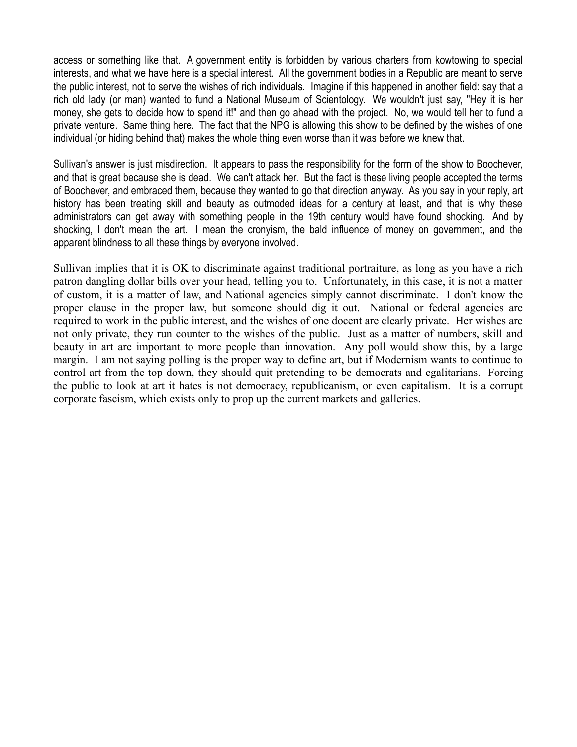access or something like that. A government entity is forbidden by various charters from kowtowing to special interests, and what we have here is a special interest. All the government bodies in a Republic are meant to serve the public interest, not to serve the wishes of rich individuals. Imagine if this happened in another field: say that a rich old lady (or man) wanted to fund a National Museum of Scientology. We wouldn't just say, "Hey it is her money, she gets to decide how to spend it!" and then go ahead with the project. No, we would tell her to fund a private venture. Same thing here. The fact that the NPG is allowing this show to be defined by the wishes of one individual (or hiding behind that) makes the whole thing even worse than it was before we knew that.

Sullivan's answer is just misdirection. It appears to pass the responsibility for the form of the show to Boochever, and that is great because she is dead. We can't attack her. But the fact is these living people accepted the terms of Boochever, and embraced them, because they wanted to go that direction anyway. As you say in your reply, art history has been treating skill and beauty as outmoded ideas for a century at least, and that is why these administrators can get away with something people in the 19th century would have found shocking. And by shocking, I don't mean the art. I mean the cronyism, the bald influence of money on government, and the apparent blindness to all these things by everyone involved.

Sullivan implies that it is OK to discriminate against traditional portraiture, as long as you have a rich patron dangling dollar bills over your head, telling you to. Unfortunately, in this case, it is not a matter of custom, it is a matter of law, and National agencies simply cannot discriminate. I don't know the proper clause in the proper law, but someone should dig it out. National or federal agencies are required to work in the public interest, and the wishes of one docent are clearly private. Her wishes are not only private, they run counter to the wishes of the public. Just as a matter of numbers, skill and beauty in art are important to more people than innovation. Any poll would show this, by a large margin. I am not saying polling is the proper way to define art, but if Modernism wants to continue to control art from the top down, they should quit pretending to be democrats and egalitarians. Forcing the public to look at art it hates is not democracy, republicanism, or even capitalism. It is a corrupt corporate fascism, which exists only to prop up the current markets and galleries.